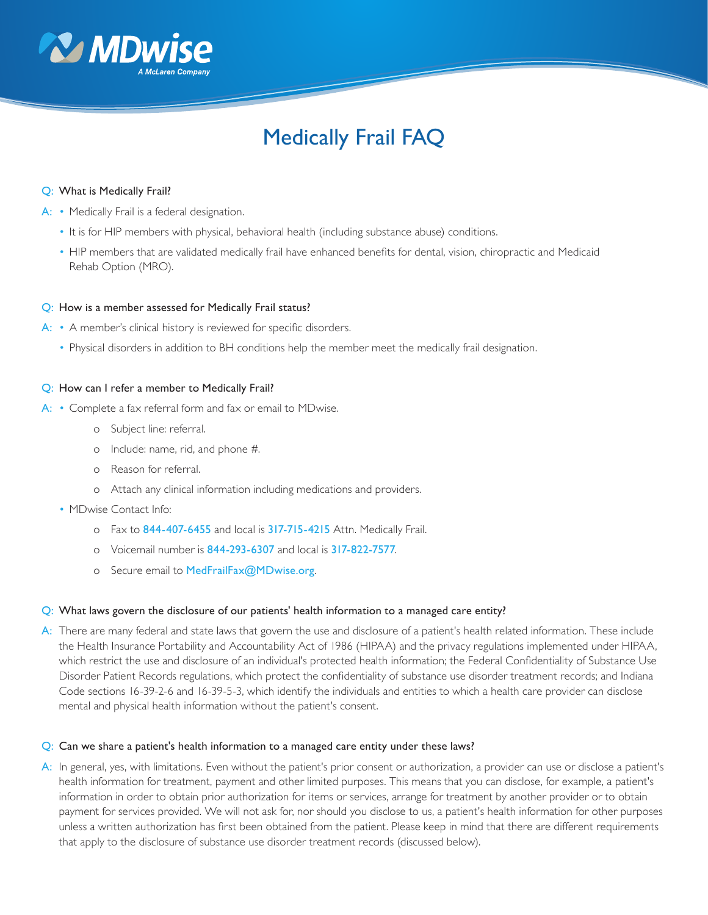# Medically Frail FAQ

**Q:** What is Medically Frail?

**A:**

- Medically Frail is a federal designation.
- It is for HIP members with physical, behavioral health (including substance abuse) conditions.
- HIP members that are validated medically frail have enhanced benefits for dental, vision, chiropractic and Medicaid Rehab Option (MRO).

**Q:** How is a member assessed for Medically Frail status?

**A:**

- A member's clinical history is reviewed for specific disorders.
- Physical disorders in addition to BH conditions help the member meet the medically frail designation.

**Q:** How can I refer a member to Medically Frail?

**A:**

- Complete a fax referral form and fax or email to MDwise.
  - Subject line: referral.
  - Include: name, rid, and phone #.
  - Reason for referral.
  - Attach any clinical information including medications and providers.
- MDwise Contact Info:
  - Fax to 844-407-6455 and local is 317-715-4215 Attn. Medically Frail.
  - Voicemail number is 844-293-6307 and local is 317-822-7577.
  - Secure email to MedFrailFax@MDwise.org.

**Q:** What laws govern the disclosure of our patients' health information to a managed care entity?

**A:** There are many federal and state laws that govern the use and disclosure of a patient's health related information. These include the Health Insurance Portability and Accountability Act of 1986 (HIPAA) and the privacy regulations implemented under HIPAA, which restrict the use and disclosure of an individual's protected health information; the Federal Confidentiality of Substance Use Disorder Patient Records regulations, which protect the confidentiality of substance use disorder treatment records; and Indiana Code sections 16-39-2-6 and 16-39-5-3, which identify the individuals and entities to which a health care provider can disclose mental and physical health information without the patient's consent.

**Q:** Can we share a patient's health information to a managed care entity under these laws?

**A:** In general, yes, with limitations. Even without the patient's prior consent or authorization, a provider can use or disclose a patient's health information for treatment, payment and other limited purposes. This means that you can disclose, for example, a patient's information in order to obtain prior authorization for items or services, arrange for treatment by another provider or to obtain payment for services provided. We will not ask for, nor should you disclose to us, a patient's health information for other purposes unless a written authorization has first been obtained from the patient. Please keep in mind that there are different requirements that apply to the disclosure of substance use disorder treatment records (discussed below).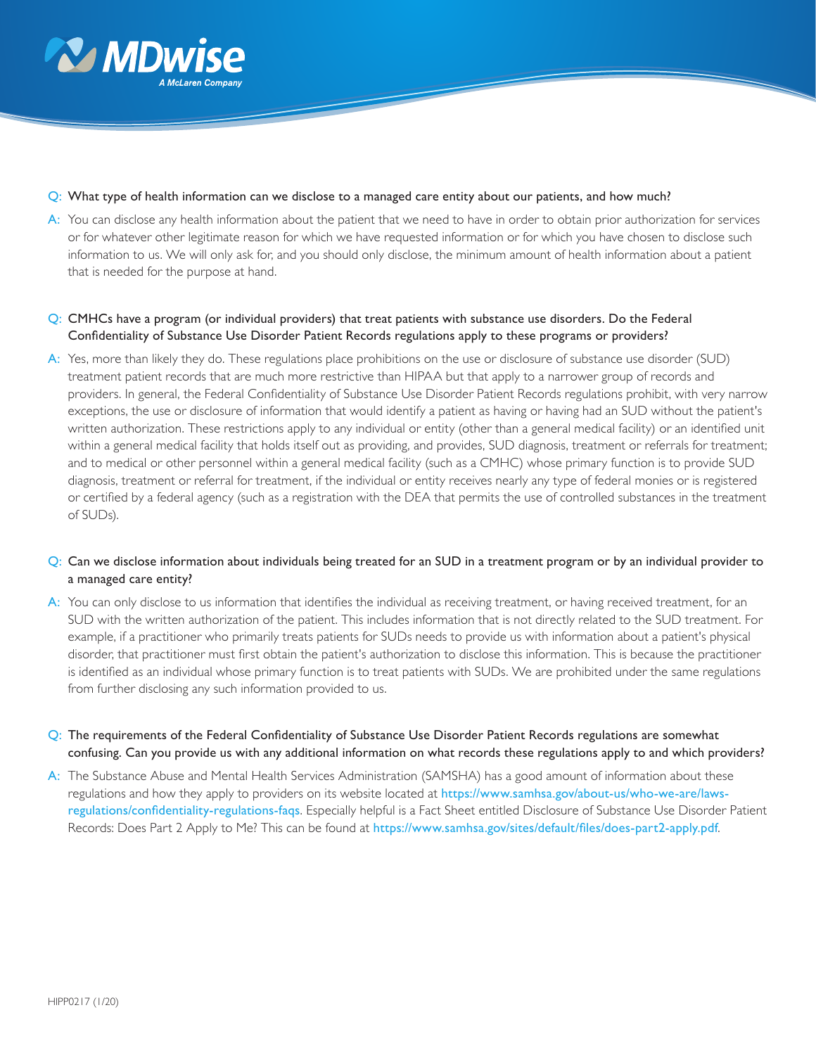**Q:** What type of health information can we disclose to a managed care entity about our patients, and how much?

**A:** You can disclose any health information about the patient that we need to have in order to obtain prior authorization for services or for whatever other legitimate reason for which we have requested information or for which you have chosen to disclose such information to us. We will only ask for, and you should only disclose, the minimum amount of health information about a patient that is needed for the purpose at hand.

**Q:** CMHCs have a program (or individual providers) that treat patients with substance use disorders. Do the Federal Confidentiality of Substance Use Disorder Patient Records regulations apply to these programs or providers?

**A:** Yes, more than likely they do. These regulations place prohibitions on the use or disclosure of substance use disorder (SUD) treatment patient records that are much more restrictive than HIPAA but that apply to a narrower group of records and providers. In general, the Federal Confidentiality of Substance Use Disorder Patient Records regulations prohibit, with very narrow exceptions, the use or disclosure of information that would identify a patient as having or having had an SUD without the patient's written authorization. These restrictions apply to any individual or entity (other than a general medical facility) or an identified unit within a general medical facility that holds itself out as providing, and provides, SUD diagnosis, treatment or referrals for treatment; and to medical or other personnel within a general medical facility (such as a CMHC) whose primary function is to provide SUD diagnosis, treatment or referral for treatment, if the individual or entity receives nearly any type of federal monies or is registered or certified by a federal agency (such as a registration with the DEA that permits the use of controlled substances in the treatment of SUDs).

**Q:** Can we disclose information about individuals being treated for an SUD in a treatment program or by an individual provider to a managed care entity?

**A:** You can only disclose to us information that identifies the individual as receiving treatment, or having received treatment, for an SUD with the written authorization of the patient. This includes information that is not directly related to the SUD treatment. For example, if a practitioner who primarily treats patients for SUDs needs to provide us with information about a patient's physical disorder, that practitioner must first obtain the patient's authorization to disclose this information. This is because the practitioner is identified as an individual whose primary function is to treat patients with SUDs. We are prohibited under the same regulations from further disclosing any such information provided to us.

**Q:** The requirements of the Federal Confidentiality of Substance Use Disorder Patient Records regulations are somewhat confusing. Can you provide us with any additional information on what records these regulations apply to and which providers?

**A:** The Substance Abuse and Mental Health Services Administration (SAMSHA) has a good amount of information about these regulations and how they apply to providers on its website located at https://www.samhsa.gov/about-us/who-we-are/laws-regulations/confidentiality-regulations-faqs. Especially helpful is a Fact Sheet entitled Disclosure of Substance Use Disorder Patient Records: Does Part 2 Apply to Me? This can be found at https://www.samhsa.gov/sites/default/files/does-part2-apply.pdf.

HIPP0217 (1/20)